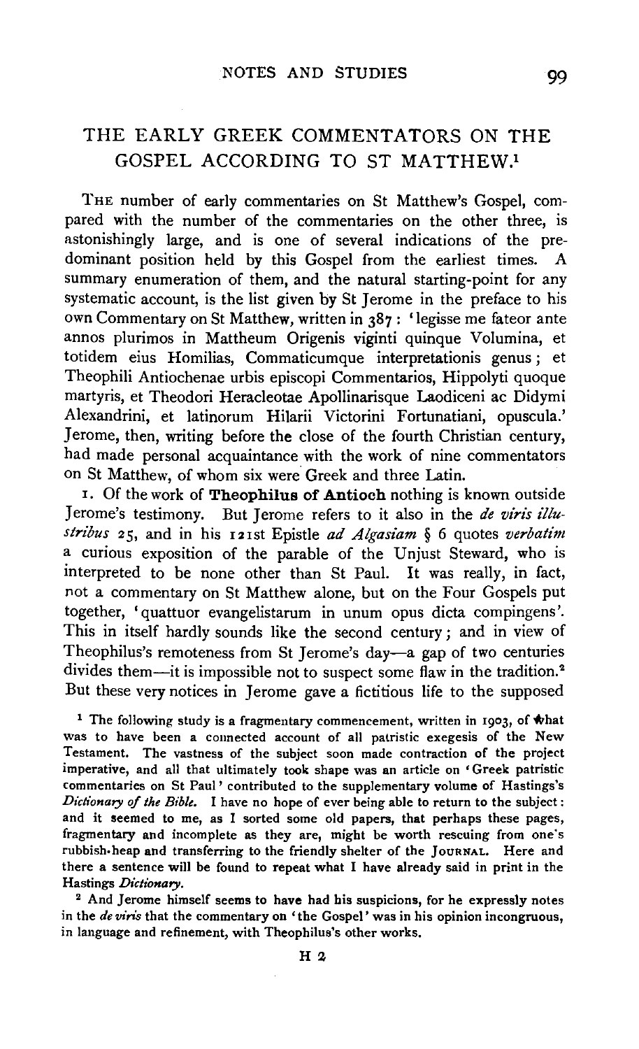# THE EARLY GREEK COMMENTATORS ON THE GOSPEL ACCORDING TO ST MATTHEW.[1]

THE number of early commentaries on St Matthew's Gospel, compared with the number of the commentaries on the other three, is astonishingly large, and is one of several indications of the predominant position held by this Gospel from the earliest times. A summary enumeration of them, and the natural starting-point for any systematic account, is the list given by St Jerome in the preface to his own Commentary on St Matthew, written in 387: 'legisse me fateor ante annos plurimos in Mattheum Origenis viginti quinque Volumina, et totidem eius Homilias, Commaticumque interpretationis genus; et Theophili Antiochenae urbis episcopi Commentarios, Hippolyti quoque martyris, et Theodori Heracleotae Apollinarisque Laodiceni ac Didymi Alexandrini, et latinorum Hilarii Victorini Fortunatiani, opuscula.' Jerome, then, writing before the close of the fourth Christian century, had made personal acquaintance with the work of nine commentators on St Matthew, of whom six were Greek and three Latin.

1. Of the work of **Theophilus of Antioch** nothing is known outside Jerome's testimony. But Jerome refers to it also in the *de viris illustribus* 25, and in his 121st Epistle *ad Algasiam* § 6 quotes *verbatim* a curious exposition of the parable of the Unjust Steward, who is interpreted to be none other than St Paul. It was really, in fact, not a commentary on St Matthew alone, but on the Four Gospels put together, 'quattuor evangelistarum in unum opus dicta compingens'. This in itself hardly sounds like the second century; and in view of Theophilus's remoteness from St Jerome's day—a gap of two centuries divides them—it is impossible not to suspect some flaw in the tradition.[2] But these very notices in Jerome gave a fictitious life to the supposed

[1] The following study is a fragmentary commencement, written in 1903, of what was to have been a connected account of all patristic exegesis of the New Testament. The vastness of the subject soon made contraction of the project imperative, and all that ultimately took shape was an article on 'Greek patristic commentaries on St Paul' contributed to the supplementary volume of Hastings's *Dictionary of the Bible*. I have no hope of ever being able to return to the subject: and it seemed to me, as I sorted some old papers, that perhaps these pages, fragmentary and incomplete as they are, might be worth rescuing from one's rubbish-heap and transferring to the friendly shelter of the JOURNAL. Here and there a sentence will be found to repeat what I have already said in print in the Hastings *Dictionary*.

[2] And Jerome himself seems to have had his suspicions, for he expressly notes in the *de viris* that the commentary on 'the Gospel' was in his opinion incongruous, in language and refinement, with Theophilus's other works.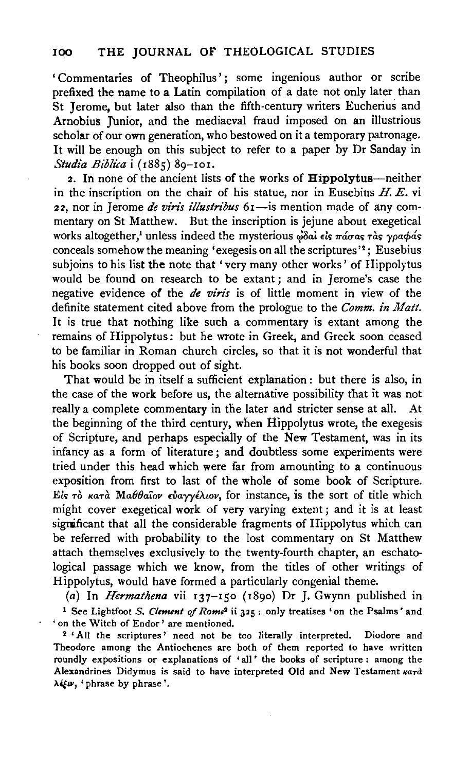'Commentaries of Theophilus'; some ingenious author or scribe prefixed the name to a Latin compilation of a date not only later than St Jerome, but later also than the fifth-century writers Eucherius and Arnobius Junior, and the mediaeval fraud imposed on an illustrious scholar of our own generation, who bestowed on it a temporary patronage. It will be enough on this subject to refer to a paper by Dr Sanday in *Studia Biblica* i (1885) 89–101.

2. In none of the ancient lists of the works of **Hippolytus**—neither in the inscription on the chair of his statue, nor in Eusebius *H. E.* vi 22, nor in Jerome *de viris illustribus* 61—is mention made of any commentary on St Matthew. But the inscription is jejune about exegetical works altogether,[1] unless indeed the mysterious ᾠδαὶ εἰς πάσας τὰς γραφάς conceals somehow the meaning 'exegesis on all the scriptures'[2]; Eusebius subjoins to his list the note that 'very many other works' of Hippolytus would be found on research to be extant; and in Jerome's case the negative evidence of the *de viris* is of little moment in view of the definite statement cited above from the prologue to the *Comm. in Matt.* It is true that nothing like such a commentary is extant among the remains of Hippolytus: but he wrote in Greek, and Greek soon ceased to be familiar in Roman church circles, so that it is not wonderful that his books soon dropped out of sight.

That would be in itself a sufficient explanation: but there is also, in the case of the work before us, the alternative possibility that it was not really a complete commentary in the later and stricter sense at all. At the beginning of the third century, when Hippolytus wrote, the exegesis of Scripture, and perhaps especially of the New Testament, was in its infancy as a form of literature; and doubtless some experiments were tried under this head which were far from amounting to a continuous exposition from first to last of the whole of some book of Scripture. Εἰς τὸ κατὰ Ματθαῖον εὐαγγέλιον, for instance, is the sort of title which might cover exegetical work of very varying extent; and it is at least significant that all the considerable fragments of Hippolytus which can be referred with probability to the lost commentary on St Matthew attach themselves exclusively to the twenty-fourth chapter, an eschatological passage which we know, from the titles of other writings of Hippolytus, would have formed a particularly congenial theme.

(*a*) In *Hermathena* vii 137–150 (1890) Dr J. Gwynn published in

[1] See Lightfoot *S. Clement of Rome*² ii 325: only treatises 'on the Psalms' and 'on the Witch of Endor' are mentioned.

[2] 'All the scriptures' need not be too literally interpreted. Diodore and Theodore among the Antiochenes are both of them reported to have written roundly expositions or explanations of 'all' the books of scripture: among the Alexandrines Didymus is said to have interpreted Old and New Testament κατὰ λέξιν, 'phrase by phrase'.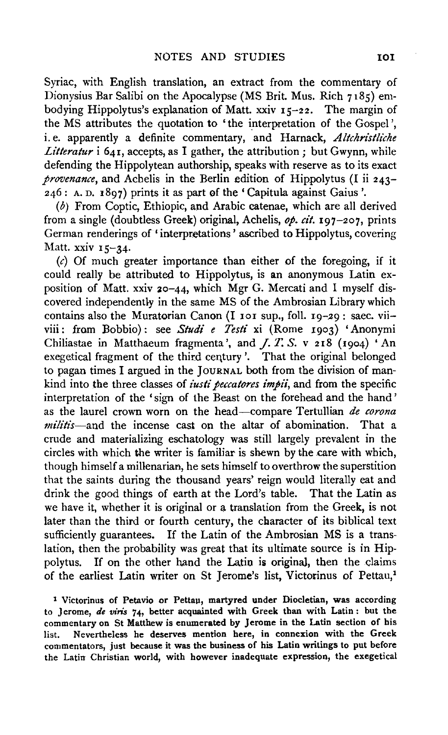Syriac, with English translation, an extract from the commentary of Dionysius Bar Salibi on the Apocalypse (MS Brit. Mus. Rich 7185) embodying Hippolytus's explanation of Matt. xxiv 15–22. The margin of the MS attributes the quotation to 'the interpretation of the Gospel', i. e. apparently a definite commentary, and Harnack, *Altchristliche Litteratur* i 641, accepts, as I gather, the attribution; but Gwynn, while defending the Hippolytean authorship, speaks with reserve as to its exact *provenance*, and Achelis in the Berlin edition of Hippolytus (I ii 243–246: A. D. 1897) prints it as part of the 'Capitula against Gaius'.

(*b*) From Coptic, Ethiopic, and Arabic catenae, which are all derived from a single (doubtless Greek) original, Achelis, *op. cit.* 197–207, prints German renderings of 'interpretations' ascribed to Hippolytus, covering Matt. xxiv 15–34.

(*c*) Of much greater importance than either of the foregoing, if it could really be attributed to Hippolytus, is an anonymous Latin exposition of Matt. xxiv 20–44, which Mgr G. Mercati and I myself discovered independently in the same MS of the Ambrosian Library which contains also the Muratorian Canon (I 101 sup., foll. 19–29: saec. vii–viii: from Bobbio): see *Studi e Testi* xi (Rome 1903) 'Anonymi Chiliastae in Matthaeum fragmenta', and *J. T. S.* v 218 (1904) 'An exegetical fragment of the third century'. That the original belonged to pagan times I argued in the JOURNAL both from the division of mankind into the three classes of *iusti peccatores impii*, and from the specific interpretation of the 'sign of the Beast on the forehead and the hand' as the laurel crown worn on the head—compare Tertullian *de corona militis*—and the incense cast on the altar of abomination. That a crude and materializing eschatology was still largely prevalent in the circles with which the writer is familiar is shewn by the care with which, though himself a millenarian, he sets himself to overthrow the superstition that the saints during the thousand years' reign would literally eat and drink the good things of earth at the Lord's table. That the Latin as we have it, whether it is original or a translation from the Greek, is not later than the third or fourth century, the character of its biblical text sufficiently guarantees. If the Latin of the Ambrosian MS is a translation, then the probability was great that its ultimate source is in Hippolytus. If on the other hand the Latin is original, then the claims of the earliest Latin writer on St Jerome's list, Victorinus of Pettau,[1]

[1] Victorinus of Petavio or Pettau, martyred under Diocletian, was according to Jerome, *de viris* 74, better acquainted with Greek than with Latin: but the commentary on St Matthew is enumerated by Jerome in the Latin section of his list. Nevertheless he deserves mention here, in connexion with the Greek commentators, just because it was the business of his Latin writings to put before the Latin Christian world, with however inadequate expression, the exegetical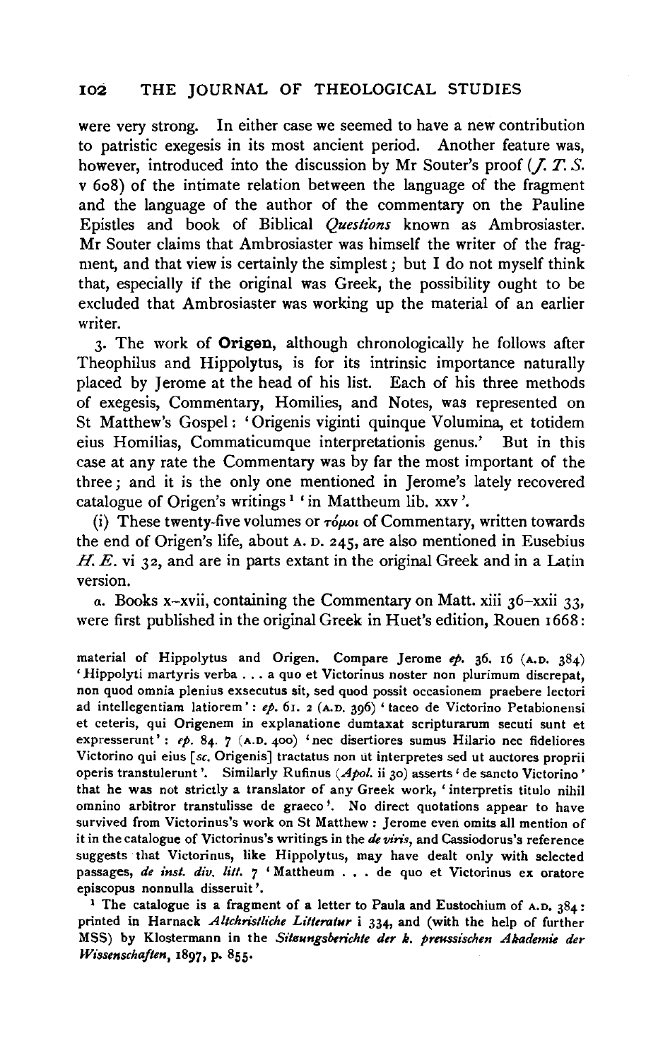were very strong. In either case we seemed to have a new contribution to patristic exegesis in its most ancient period. Another feature was, however, introduced into the discussion by Mr Souter's proof (*J. T. S.* v 608) of the intimate relation between the language of the fragment and the language of the author of the commentary on the Pauline Epistles and book of Biblical *Questions* known as Ambrosiaster. Mr Souter claims that Ambrosiaster was himself the writer of the fragment, and that view is certainly the simplest; but I do not myself think that, especially if the original was Greek, the possibility ought to be excluded that Ambrosiaster was working up the material of an earlier writer.

3. The work of **Origen**, although chronologically he follows after Theophilus and Hippolytus, is for its intrinsic importance naturally placed by Jerome at the head of his list. Each of his three methods of exegesis, Commentary, Homilies, and Notes, was represented on St Matthew's Gospel: 'Origenis viginti quinque Volumina, et totidem eius Homilias, Commaticumque interpretationis genus.' But in this case at any rate the Commentary was by far the most important of the three; and it is the only one mentioned in Jerome's lately recovered catalogue of Origen's writings[1] 'in Mattheum lib. xxv'.

(i) These twenty-five volumes or τόμοι of Commentary, written towards the end of Origen's life, about A. D. 245, are also mentioned in Eusebius *H. E.* vi 32, and are in parts extant in the original Greek and in a Latin version.

α. Books x–xvii, containing the Commentary on Matt. xiii 36–xxii 33, were first published in the original Greek in Huet's edition, Rouen 1668:

material of Hippolytus and Origen. Compare Jerome *ep.* 36. 16 (A.D. 384) 'Hippolyti martyris verba . . . a quo et Victorinus noster non plurimum discrepat, non quod omnia plenius exsecutus sit, sed quod possit occasionem praebere lectori ad intellegentiam latiorem': *ep.* 61. 2 (A.D. 396) 'taceo de Victorino Petabionensi et ceteris, qui Origenem in explanatione dumtaxat scripturarum secuti sunt et expresserunt': *ep.* 84. 7 (A.D. 400) 'nec disertiores sumus Hilario nec fideliores Victorino qui eius [*sc.* Origenis] tractatus non ut interpretes sed ut auctores proprii operis transtulerunt'. Similarly Rufinus (*Apol.* ii 30) asserts 'de sancto Victorino' that he was not strictly a translator of any Greek work, 'interpretis titulo nihil omnino arbitror transtulisse de graeco'. No direct quotations appear to have survived from Victorinus's work on St Matthew: Jerome even omits all mention of it in the catalogue of Victorinus's writings in the *de viris*, and Cassiodorus's reference suggests that Victorinus, like Hippolytus, may have dealt only with selected passages, *de inst. div. litt.* 7 'Mattheum . . . de quo et Victorinus ex oratore episcopus nonnulla disseruit'.

[1] The catalogue is a fragment of a letter to Paula and Eustochium of A.D. 384: printed in Harnack *Altchristliche Litteratur* i 334, and (with the help of further MSS) by Klostermann in the *Sitzungsberichte der k. preussischen Akademie der Wissenschaften*, 1897, p. 855.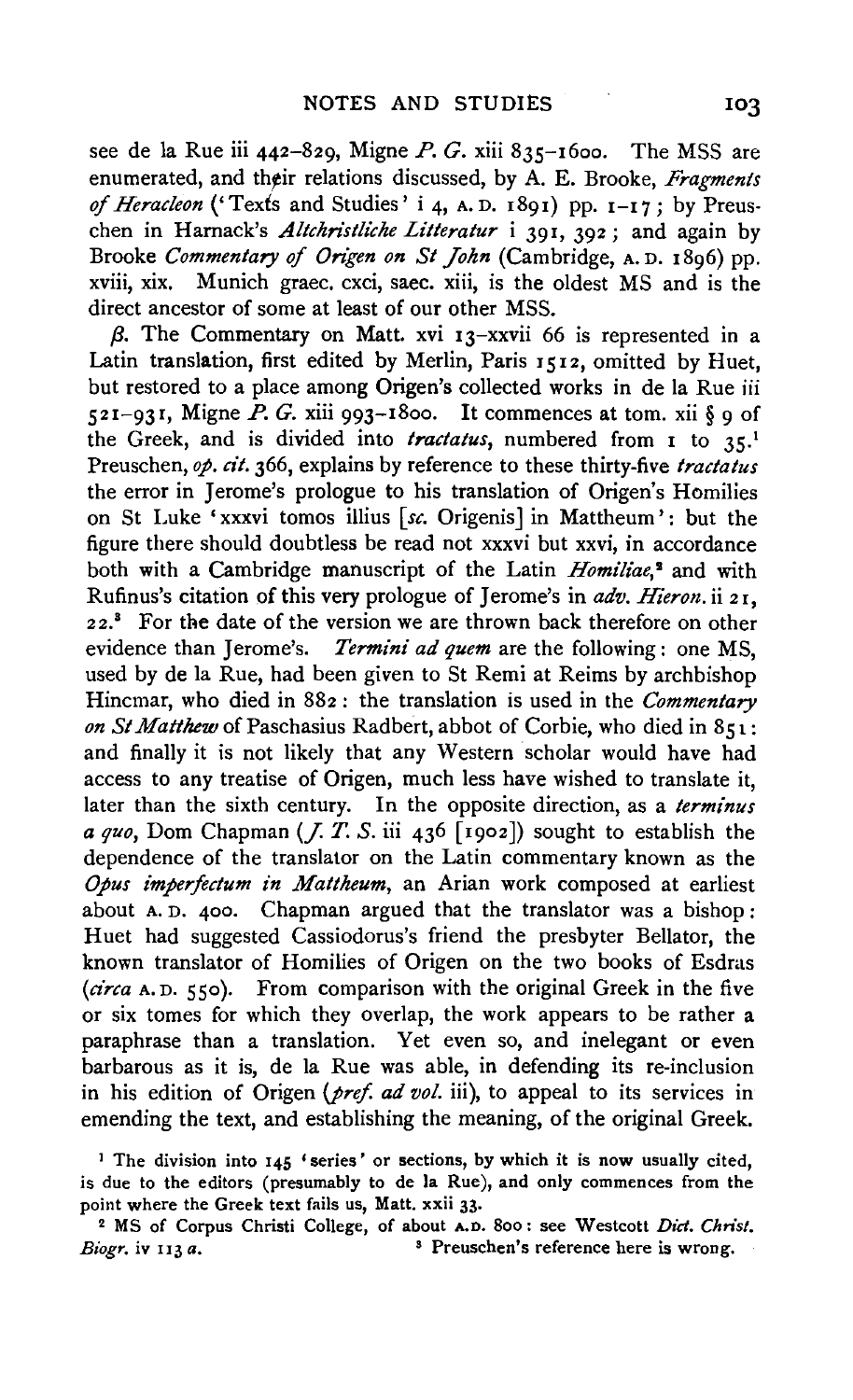see de la Rue iii 442–829, Migne *P. G.* xiii 835–1600. The MSS are enumerated, and their relations discussed, by A. E. Brooke, *Fragments of Heracleon* ('Texts and Studies' i 4, A. D. 1891) pp. 1–17; by Preuschen in Harnack's *Altchristliche Litteratur* i 391, 392; and again by Brooke *Commentary of Origen on St John* (Cambridge, A. D. 1896) pp. xviii, xix. Munich graec. cxci, saec. xiii, is the oldest MS and is the direct ancestor of some at least of our other MSS.

*β*. The Commentary on Matt. xvi 13–xxvii 66 is represented in a Latin translation, first edited by Merlin, Paris 1512, omitted by Huet, but restored to a place among Origen's collected works in de la Rue iii 521–931, Migne *P. G.* xiii 993–1800. It commences at tom. xii § 9 of the Greek, and is divided into *tractatus*, numbered from 1 to 35.[1] Preuschen, *op. cit.* 366, explains by reference to these thirty-five *tractatus* the error in Jerome's prologue to his translation of Origen's Homilies on St Luke 'xxxvi tomos illius [*sc.* Origenis] in Mattheum': but the figure there should doubtless be read not xxxvi but xxvi, in accordance both with a Cambridge manuscript of the Latin *Homiliae*,[2] and with Rufinus's citation of this very prologue of Jerome's in *adv. Hieron.* ii 21, 22.[3] For the date of the version we are thrown back therefore on other evidence than Jerome's. *Termini ad quem* are the following: one MS, used by de la Rue, had been given to St Remi at Reims by archbishop Hincmar, who died in 882: the translation is used in the *Commentary on St Matthew* of Paschasius Radbert, abbot of Corbie, who died in 851: and finally it is not likely that any Western scholar would have had access to any treatise of Origen, much less have wished to translate it, later than the sixth century. In the opposite direction, as a *terminus a quo*, Dom Chapman (*J. T. S.* iii 436 [1902]) sought to establish the dependence of the translator on the Latin commentary known as the *Opus imperfectum in Mattheum*, an Arian work composed at earliest about A. D. 400. Chapman argued that the translator was a bishop: Huet had suggested Cassiodorus's friend the presbyter Bellator, the known translator of Homilies of Origen on the two books of Esdras (*circa* A. D. 550). From comparison with the original Greek in the five or six tomes for which they overlap, the work appears to be rather a paraphrase than a translation. Yet even so, and inelegant or even barbarous as it is, de la Rue was able, in defending its re-inclusion in his edition of Origen (*pref. ad vol.* iii), to appeal to its services in emending the text, and establishing the meaning, of the original Greek.

[1] The division into 145 'series' or sections, by which it is now usually cited, is due to the editors (presumably to de la Rue), and only commences from the point where the Greek text fails us, Matt. xxii 33.

[2] MS of Corpus Christi College, of about A.D. 800: see Westcott *Dict. Christ. Biogr.* iv 113 *a*.

[3] Preuschen's reference here is wrong.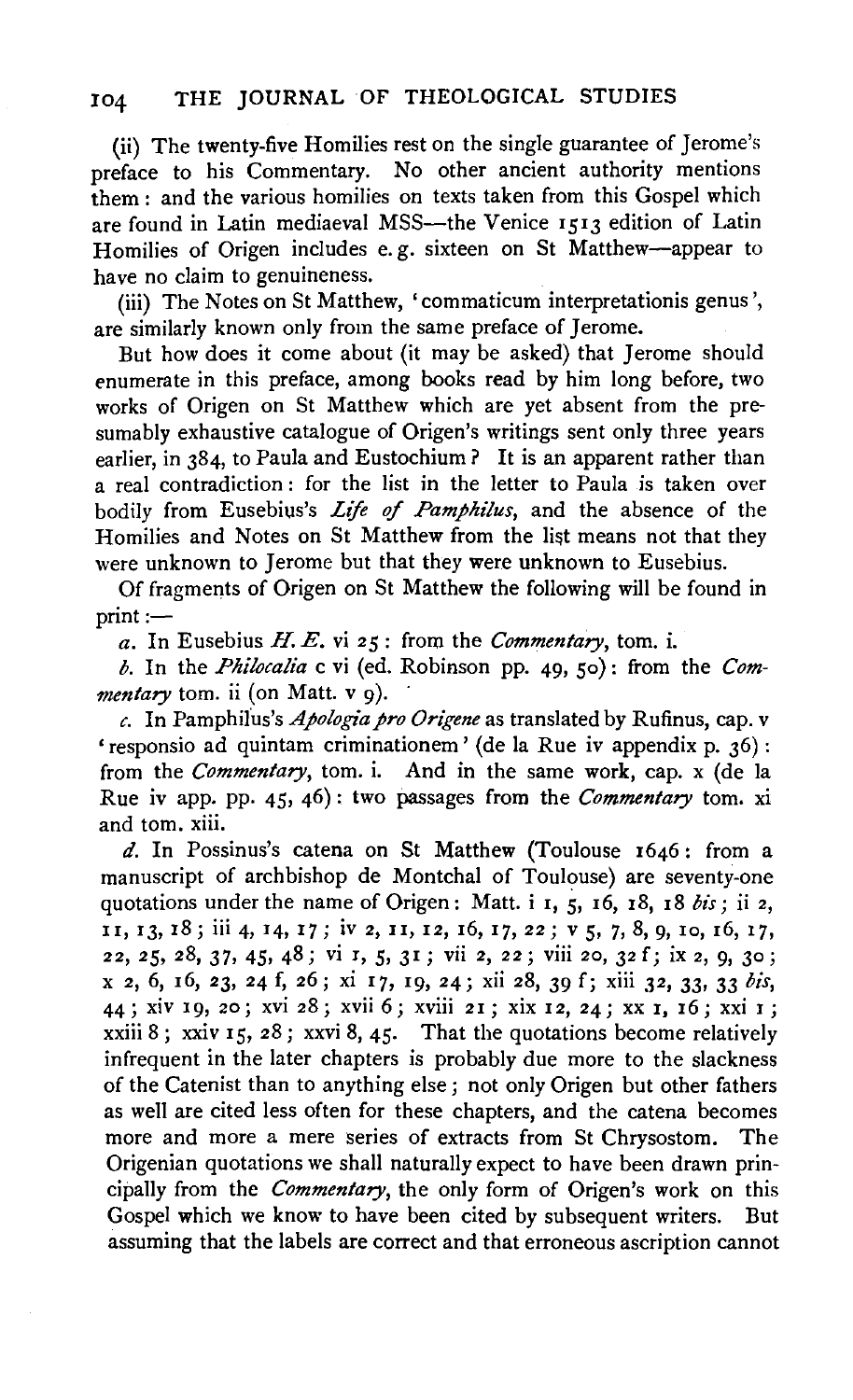(ii) The twenty-five Homilies rest on the single guarantee of Jerome's preface to his Commentary. No other ancient authority mentions them: and the various homilies on texts taken from this Gospel which are found in Latin mediaeval MSS—the Venice 1513 edition of Latin Homilies of Origen includes e.g. sixteen on St Matthew—appear to have no claim to genuineness.

(iii) The Notes on St Matthew, 'commaticum interpretationis genus', are similarly known only from the same preface of Jerome.

But how does it come about (it may be asked) that Jerome should enumerate in this preface, among books read by him long before, two works of Origen on St Matthew which are yet absent from the presumably exhaustive catalogue of Origen's writings sent only three years earlier, in 384, to Paula and Eustochium? It is an apparent rather than a real contradiction: for the list in the letter to Paula is taken over bodily from Eusebius's *Life of Pamphilus*, and the absence of the Homilies and Notes on St Matthew from the list means not that they were unknown to Jerome but that they were unknown to Eusebius.

Of fragments of Origen on St Matthew the following will be found in print:—

*a.* In Eusebius *H. E.* vi 25: from the *Commentary*, tom. i.

*b.* In the *Philocalia* c vi (ed. Robinson pp. 49, 50): from the *Commentary* tom. ii (on Matt. v 9).

*c.* In Pamphilus's *Apologia pro Origene* as translated by Rufinus, cap. v 'responsio ad quintam criminationem' (de la Rue iv appendix p. 36): from the *Commentary*, tom. i. And in the same work, cap. x (de la Rue iv app. pp. 45, 46): two passages from the *Commentary* tom. xi and tom. xiii.

*d.* In Possinus's catena on St Matthew (Toulouse 1646: from a manuscript of archbishop de Montchal of Toulouse) are seventy-one quotations under the name of Origen: Matt. i 1, 5, 16, 18, 18 *bis*; ii 2, 11, 13, 18; iii 4, 14, 17; iv 2, 11, 12, 16, 17, 22; v 5, 7, 8, 9, 10, 16, 17, 22, 25, 28, 37, 45, 48; vi 1, 5, 31; vii 2, 22; viii 20, 32 f; ix 2, 9, 30; x 2, 6, 16, 23, 24 f, 26; xi 17, 19, 24; xii 28, 39 f; xiii 32, 33, 33 *bis*, 44; xiv 19, 20; xvi 28; xvii 6; xviii 21; xix 12, 24; xx 1, 16; xxi 1; xxiii 8; xxiv 15, 28; xxvi 8, 45. That the quotations become relatively infrequent in the later chapters is probably due more to the slackness of the Catenist than to anything else; not only Origen but other fathers as well are cited less often for these chapters, and the catena becomes more and more a mere series of extracts from St Chrysostom. The Origenian quotations we shall naturally expect to have been drawn principally from the *Commentary*, the only form of Origen's work on this Gospel which we know to have been cited by subsequent writers. But assuming that the labels are correct and that erroneous ascription cannot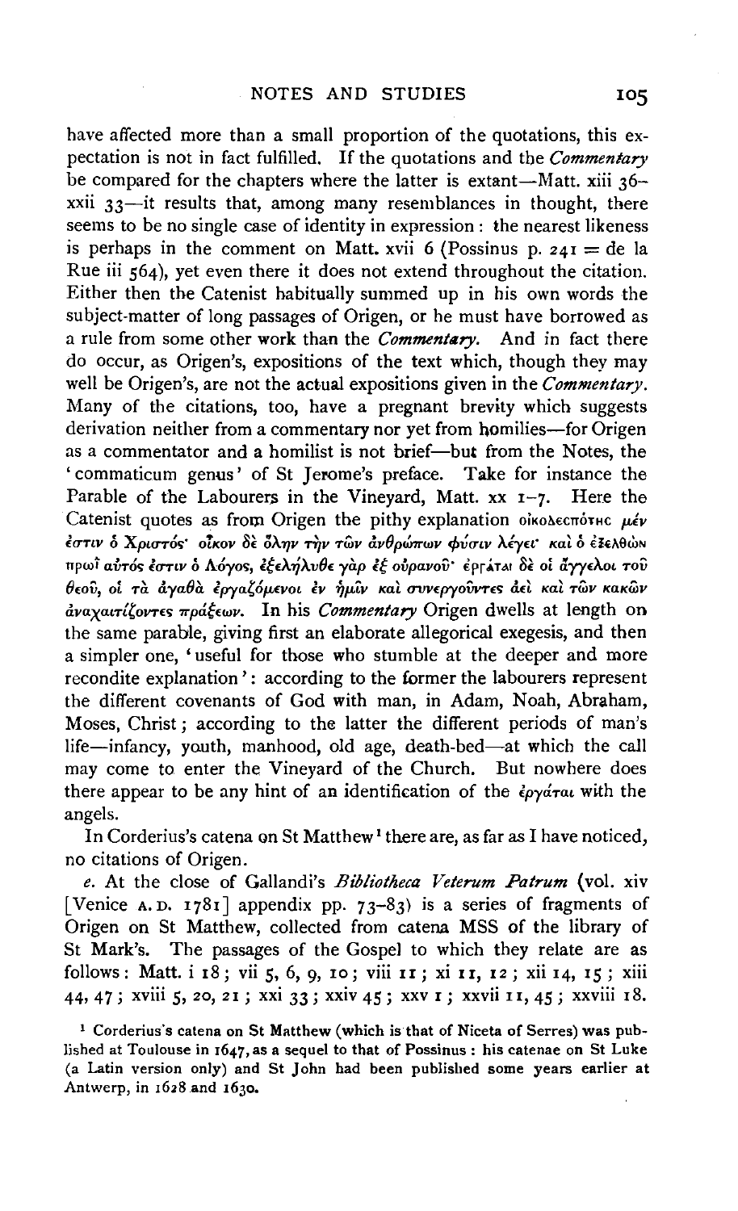have affected more than a small proportion of the quotations, this expectation is not in fact fulfilled. If the quotations and the *Commentary* be compared for the chapters where the latter is extant—Matt. xiii 36–xxii 33—it results that, among many resemblances in thought, there seems to be no single case of identity in expression: the nearest likeness is perhaps in the comment on Matt. xvii 6 (Possinus p. 241 = de la Rue iii 564), yet even there it does not extend throughout the citation. Either then the Catenist habitually summed up in his own words the subject-matter of long passages of Origen, or he must have borrowed as a rule from some other work than the *Commentary*. And in fact there do occur, as Origen's, expositions of the text which, though they may well be Origen's, are not the actual expositions given in the *Commentary*. Many of the citations, too, have a pregnant brevity which suggests derivation neither from a commentary nor yet from homilies—for Origen as a commentator and a homilist is not brief—but from the Notes, the 'commaticum genus' of St Jerome's preface. Take for instance the Parable of the Labourers in the Vineyard, Matt. xx 1–7. Here the Catenist quotes as from Origen the pithy explanation οἰκοδεσπότης μέν ἐστιν ὁ Χριστός· οἶκον δὲ ὅλην τὴν τῶν ἀνθρώπων φύσιν λέγει· καὶ ὁ ἐξελθὼν πρωῒ αὐτός ἐστιν ὁ Λόγος, ἐξελήλυθε γὰρ ἐξ οὐρανοῦ· ἐργάται δὲ οἱ ἄγγελοι τοῦ θεοῦ, οἱ τὰ ἀγαθὰ ἐργαζόμενοι ἐν ἡμῖν καὶ συνεργοῦντες ἀεὶ καὶ τῶν κακῶν ἀναχαιτίζοντες πράξεων. In his *Commentary* Origen dwells at length on the same parable, giving first an elaborate allegorical exegesis, and then a simpler one, 'useful for those who stumble at the deeper and more recondite explanation': according to the former the labourers represent the different covenants of God with man, in Adam, Noah, Abraham, Moses, Christ; according to the latter the different periods of man's life—infancy, youth, manhood, old age, death-bed—at which the call may come to enter the Vineyard of the Church. But nowhere does there appear to be any hint of an identification of the ἐργάται with the angels.

In Corderius's catena on St Matthew[1] there are, as far as I have noticed, no citations of Origen.

*e*. At the close of Gallandi's *Bibliotheca Veterum Patrum* (vol. xiv [Venice A.D. 1781] appendix pp. 73–83) is a series of fragments of Origen on St Matthew, collected from catena MSS of the library of St Mark's. The passages of the Gospel to which they relate are as follows: Matt. i 18; vii 5, 6, 9, 10; viii 11; xi 11, 12; xii 14, 15; xiii 44, 47; xviii 5, 20, 21; xxi 33; xxiv 45; xxv 1; xxvii 11, 45; xxviii 18.

[1] Corderius's catena on St Matthew (which is that of Niceta of Serres) was published at Toulouse in 1647, as a sequel to that of Possinus: his catenae on St Luke (a Latin version only) and St John had been published some years earlier at Antwerp, in 1628 and 1630.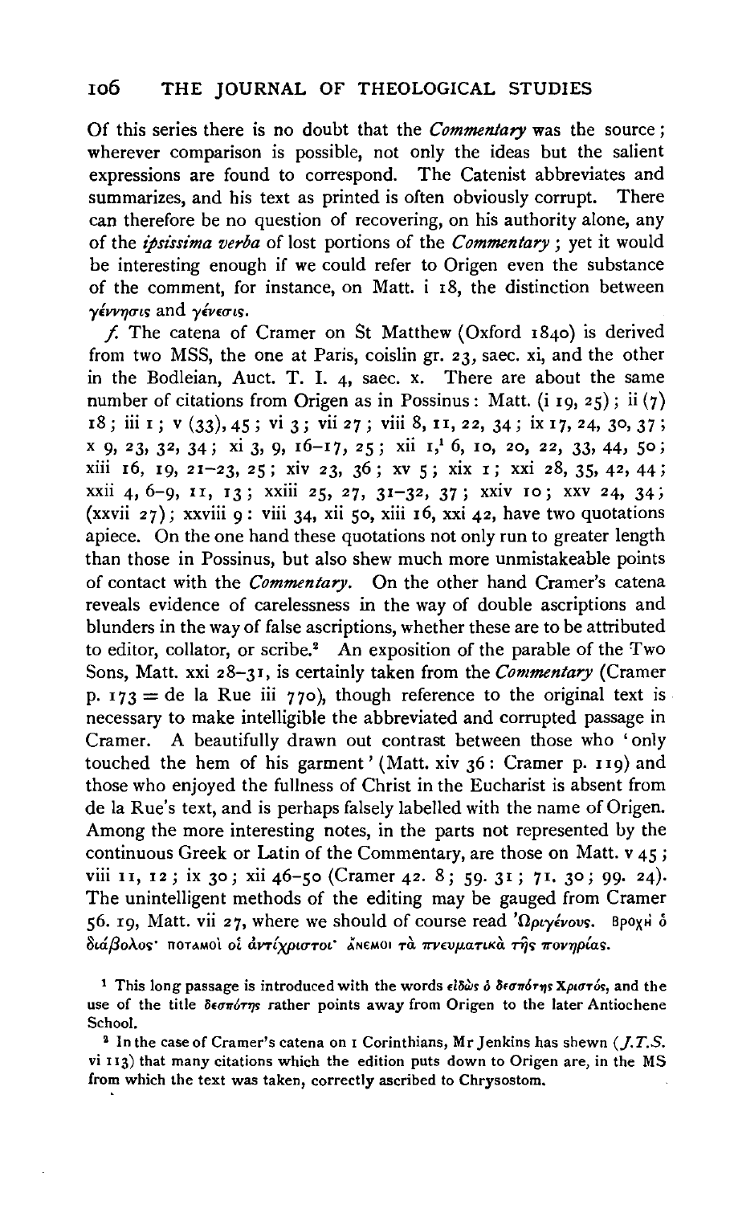Of this series there is no doubt that the *Commentary* was the source; wherever comparison is possible, not only the ideas but the salient expressions are found to correspond. The Catenist abbreviates and summarizes, and his text as printed is often obviously corrupt. There can therefore be no question of recovering, on his authority alone, any of the *ipsissima verba* of lost portions of the *Commentary*; yet it would be interesting enough if we could refer to Origen even the substance of the comment, for instance, on Matt. i 18, the distinction between γέννησις and γένεσις.

*f.* The catena of Cramer on St Matthew (Oxford 1840) is derived from two MSS, the one at Paris, coislin gr. 23, saec. xi, and the other in the Bodleian, Auct. T. I. 4, saec. x. There are about the same number of citations from Origen as in Possinus: Matt. (i 19, 25); ii (7) 18; iii 1; v (33), 45; vi 3; vii 27; viii 8, 11, 22, 34; ix 17, 24, 30, 37; x 9, 23, 32, 34; xi 3, 9, 16–17, 25; xii 1,[1] 6, 10, 20, 22, 33, 44, 50; xiii 16, 19, 21–23, 25; xiv 23, 36; xv 5; xix 1; xxi 28, 35, 42, 44; xxii 4, 6–9, 11, 13; xxiii 25, 27, 31–32, 37; xxiv 10; xxv 24, 34; (xxvii 27); xxviii 9: viii 34, xii 50, xiii 16, xxi 42, have two quotations apiece. On the one hand these quotations not only run to greater length than those in Possinus, but also shew much more unmistakeable points of contact with the *Commentary*. On the other hand Cramer's catena reveals evidence of carelessness in the way of double ascriptions and blunders in the way of false ascriptions, whether these are to be attributed to editor, collator, or scribe.[2] An exposition of the parable of the Two Sons, Matt. xxi 28–31, is certainly taken from the *Commentary* (Cramer p. 173 = de la Rue iii 770), though reference to the original text is necessary to make intelligible the abbreviated and corrupted passage in Cramer. A beautifully drawn out contrast between those who 'only touched the hem of his garment' (Matt. xiv 36: Cramer p. 119) and those who enjoyed the fullness of Christ in the Eucharist is absent from de la Rue's text, and is perhaps falsely labelled with the name of Origen. Among the more interesting notes, in the parts not represented by the continuous Greek or Latin of the Commentary, are those on Matt. v 45; viii 11, 12; ix 30; xii 46–50 (Cramer 42. 8; 59. 31; 71. 30; 99. 24). The unintelligent methods of the editing may be gauged from Cramer 56. 19, Matt. vii 27, where we should of course read Ὠριγένους. ΒΡΟΧΗ ὁ διάβολος· ΠΟΤΑΜΟΙ οἱ ἀντίχριστοι· ἌΝΕΜΟΙ τὰ πνευματικὰ τῆς πονηρίας.

[1] This long passage is introduced with the words εἰδὼς ὁ δεσπότης Χριστός, and the use of the title δεσπότης rather points away from Origen to the later Antiochene School.

[2] In the case of Cramer's catena on 1 Corinthians, Mr Jenkins has shewn (*J.T.S.* vi 113) that many citations which the edition puts down to Origen are, in the MS from which the text was taken, correctly ascribed to Chrysostom.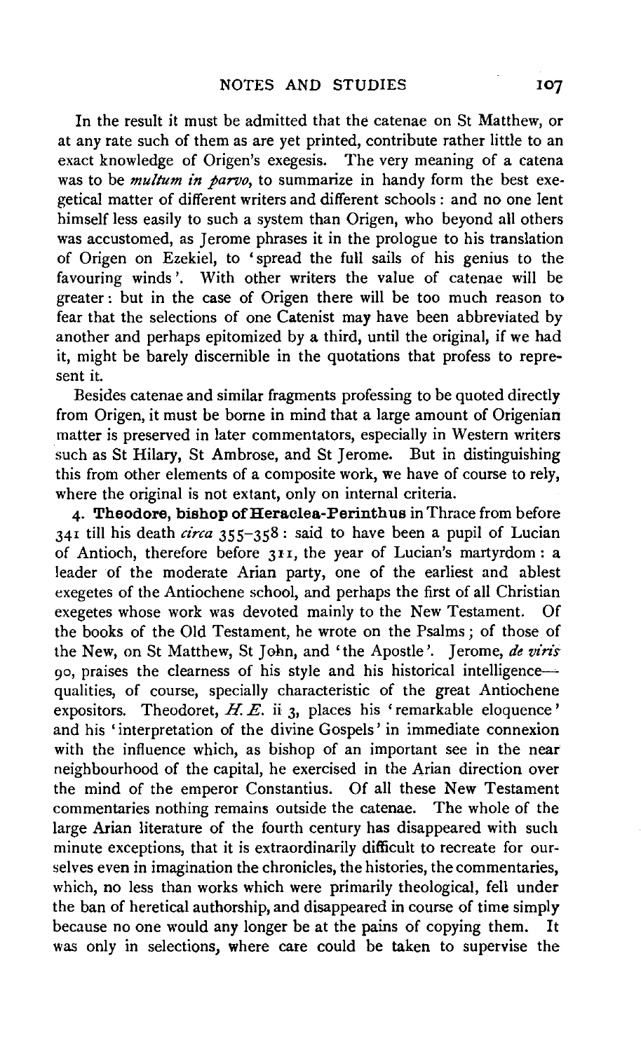In the result it must be admitted that the catenae on St Matthew, or at any rate such of them as are yet printed, contribute rather little to an exact knowledge of Origen's exegesis. The very meaning of a catena was to be *multum in parvo*, to summarize in handy form the best exegetical matter of different writers and different schools: and no one lent himself less easily to such a system than Origen, who beyond all others was accustomed, as Jerome phrases it in the prologue to his translation of Origen on Ezekiel, to 'spread the full sails of his genius to the favouring winds'. With other writers the value of catenae will be greater: but in the case of Origen there will be too much reason to fear that the selections of one Catenist may have been abbreviated by another and perhaps epitomized by a third, until the original, if we had it, might be barely discernible in the quotations that profess to represent it.

Besides catenae and similar fragments professing to be quoted directly from Origen, it must be borne in mind that a large amount of Origenian matter is preserved in later commentators, especially in Western writers such as St Hilary, St Ambrose, and St Jerome. But in distinguishing this from other elements of a composite work, we have of course to rely, where the original is not extant, only on internal criteria.

4. **Theodore, bishop of Heraclea-Perinthus** in Thrace from before 341 till his death *circa* 355–358: said to have been a pupil of Lucian of Antioch, therefore before 311, the year of Lucian's martyrdom: a leader of the moderate Arian party, one of the earliest and ablest exegetes of the Antiochene school, and perhaps the first of all Christian exegetes whose work was devoted mainly to the New Testament. Of the books of the Old Testament, he wrote on the Psalms; of those of the New, on St Matthew, St John, and 'the Apostle'. Jerome, *de viris* 90, praises the clearness of his style and his historical intelligence—qualities, of course, specially characteristic of the great Antiochene expositors. Theodoret, *H. E.* ii 3, places his 'remarkable eloquence' and his 'interpretation of the divine Gospels' in immediate connexion with the influence which, as bishop of an important see in the near neighbourhood of the capital, he exercised in the Arian direction over the mind of the emperor Constantius. Of all these New Testament commentaries nothing remains outside the catenae. The whole of the large Arian literature of the fourth century has disappeared with such minute exceptions, that it is extraordinarily difficult to recreate for ourselves even in imagination the chronicles, the histories, the commentaries, which, no less than works which were primarily theological, fell under the ban of heretical authorship, and disappeared in course of time simply because no one would any longer be at the pains of copying them. It was only in selections, where care could be taken to supervise the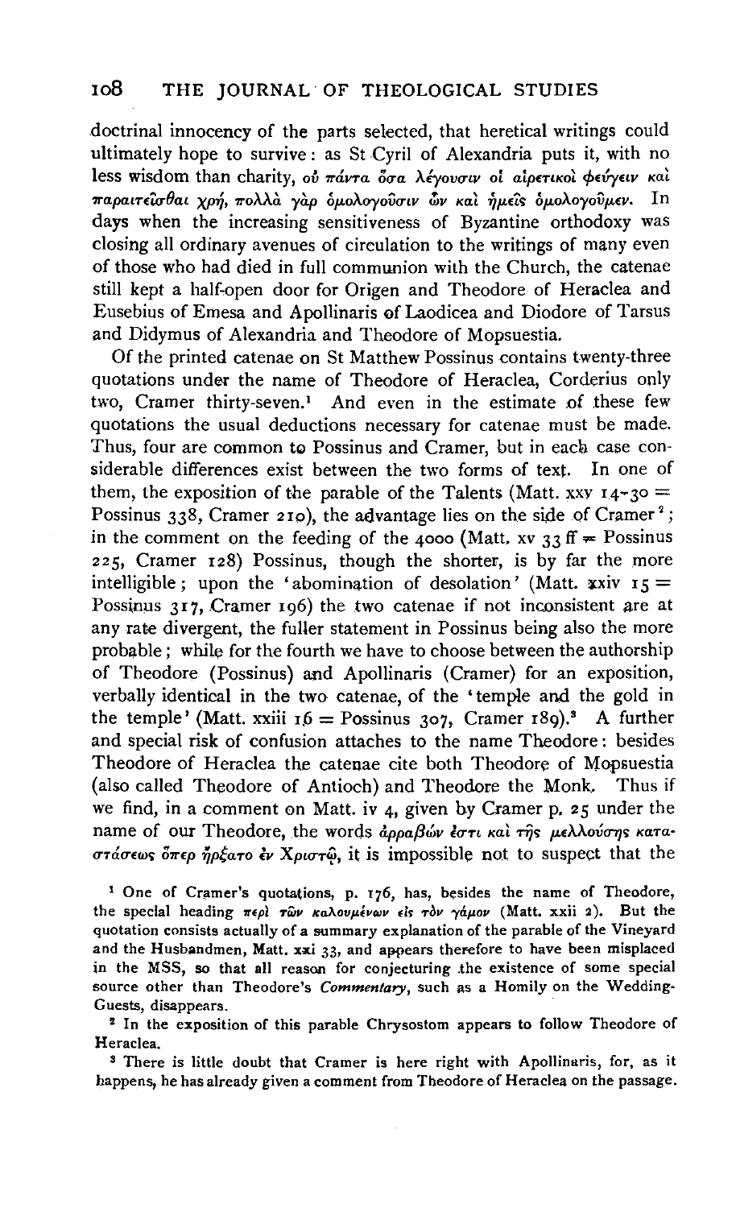doctrinal innocency of the parts selected, that heretical writings could ultimately hope to survive: as St Cyril of Alexandria puts it, with no less wisdom than charity, οὐ πάντα ὅσα λέγουσιν οἱ αἱρετικοὶ φεύγειν καὶ παραιτεῖσθαι χρή, πολλὰ γὰρ ὁμολογοῦσιν ὧν καὶ ἡμεῖς ὁμολογοῦμεν. In days when the increasing sensitiveness of Byzantine orthodoxy was closing all ordinary avenues of circulation to the writings of many even of those who had died in full communion with the Church, the catenae still kept a half-open door for Origen and Theodore of Heraclea and Eusebius of Emesa and Apollinaris of Laodicea and Diodore of Tarsus and Didymus of Alexandria and Theodore of Mopsuestia.

Of the printed catenae on St Matthew Possinus contains twenty-three quotations under the name of Theodore of Heraclea, Corderius only two, Cramer thirty-seven.[1] And even in the estimate of these few quotations the usual deductions necessary for catenae must be made. Thus, four are common to Possinus and Cramer, but in each case considerable differences exist between the two forms of text. In one of them, the exposition of the parable of the Talents (Matt. xxv 14–30 = Possinus 338, Cramer 210), the advantage lies on the side of Cramer[2]; in the comment on the feeding of the 4000 (Matt. xv 33 ff = Possinus 225, Cramer 128) Possinus, though the shorter, is by far the more intelligible; upon the 'abomination of desolation' (Matt. xxiv 15 = Possinus 317, Cramer 196) the two catenae if not inconsistent are at any rate divergent, the fuller statement in Possinus being also the more probable; while for the fourth we have to choose between the authorship of Theodore (Possinus) and Apollinaris (Cramer) for an exposition, verbally identical in the two catenae, of the 'temple and the gold in the temple' (Matt. xxiii 16 = Possinus 307, Cramer 189).[3] A further and special risk of confusion attaches to the name Theodore: besides Theodore of Heraclea the catenae cite both Theodore of Mopsuestia (also called Theodore of Antioch) and Theodore the Monk. Thus if we find, in a comment on Matt. iv 4, given by Cramer p. 25 under the name of our Theodore, the words ἀρραβὼν ἐστι καὶ τῆς μελλούσης καταστάσεως ὅπερ ἤρξατο ἐν Χριστῷ, it is impossible not to suspect that the

[1] One of Cramer's quotations, p. 176, has, besides the name of Theodore, the special heading περὶ τῶν καλουμένων εἰς τὸν γάμον (Matt. xxii 2). But the quotation consists actually of a summary explanation of the parable of the Vineyard and the Husbandmen, Matt. xxi 33, and appears therefore to have been misplaced in the MSS, so that all reason for conjecturing the existence of some special source other than Theodore's *Commentary*, such as a Homily on the Wedding-Guests, disappears.

[2] In the exposition of this parable Chrysostom appears to follow Theodore of Heraclea.

[3] There is little doubt that Cramer is here right with Apollinaris, for, as it happens, he has already given a comment from Theodore of Heraclea on the passage.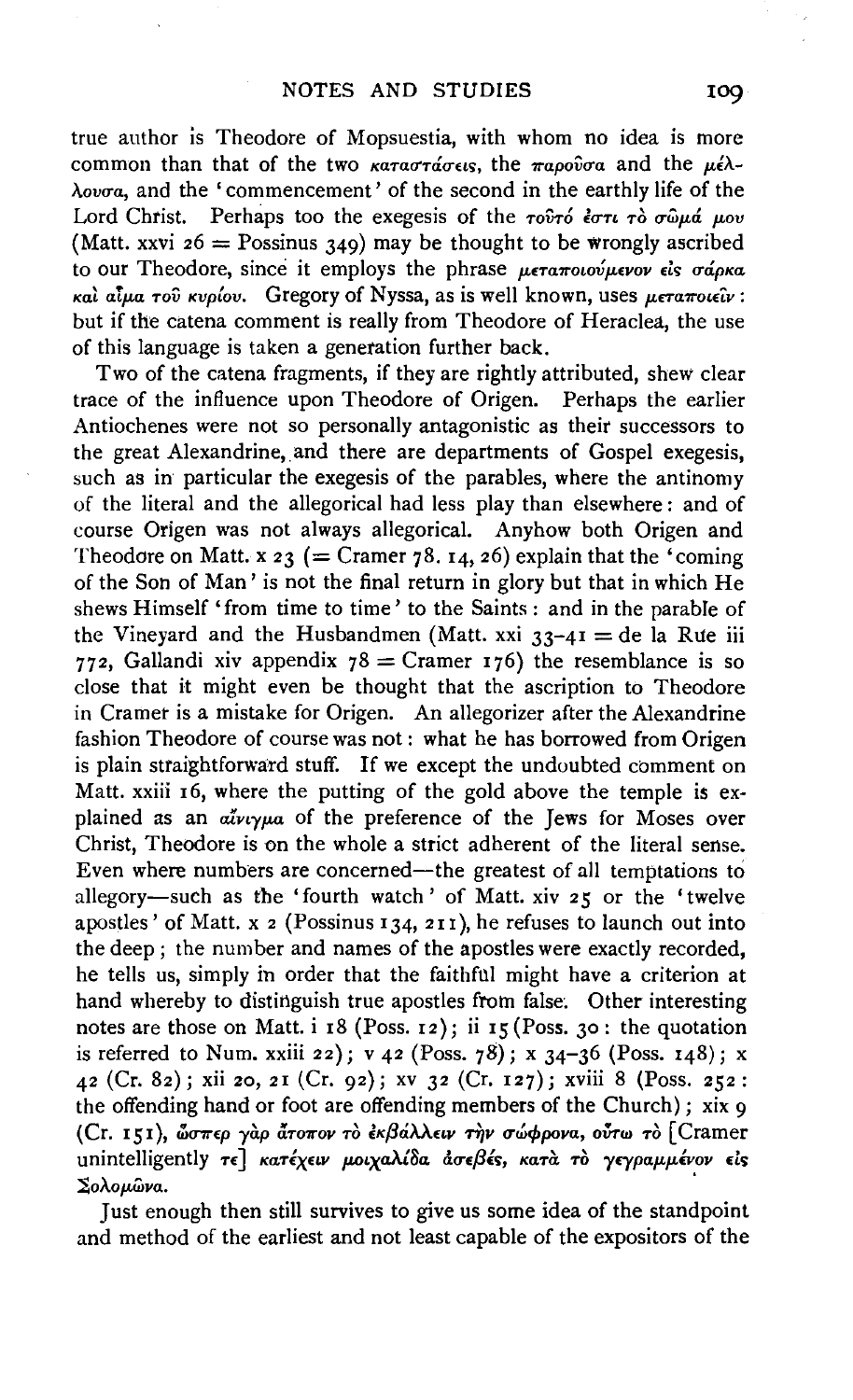true author is Theodore of Mopsuestia, with whom no idea is more common than that of the two καταστάσεις, the παροῦσα and the μέλλουσα, and the 'commencement' of the second in the earthly life of the Lord Christ. Perhaps too the exegesis of the τοῦτό ἐστι τὸ σῶμά μου (Matt. xxvi 26 = Possinus 349) may be thought to be wrongly ascribed to our Theodore, since it employs the phrase μεταποιούμενον εἰς σάρκα καὶ αἷμα τοῦ κυρίου. Gregory of Nyssa, as is well known, uses μεταποιεῖν: but if the catena comment is really from Theodore of Heraclea, the use of this language is taken a generation further back.

Two of the catena fragments, if they are rightly attributed, shew clear trace of the influence upon Theodore of Origen. Perhaps the earlier Antiochenes were not so personally antagonistic as their successors to the great Alexandrine, and there are departments of Gospel exegesis, such as in particular the exegesis of the parables, where the antinomy of the literal and the allegorical had less play than elsewhere: and of course Origen was not always allegorical. Anyhow both Origen and Theodore on Matt. x 23 (= Cramer 78. 14, 26) explain that the 'coming of the Son of Man' is not the final return in glory but that in which He shews Himself 'from time to time' to the Saints: and in the parable of the Vineyard and the Husbandmen (Matt. xxi 33–41 = de la Rue iii 772, Gallandi xiv appendix 78 = Cramer 176) the resemblance is so close that it might even be thought that the ascription to Theodore in Cramer is a mistake for Origen. An allegorizer after the Alexandrine fashion Theodore of course was not: what he has borrowed from Origen is plain straightforward stuff. If we except the undoubted comment on Matt. xxiii 16, where the putting of the gold above the temple is explained as an αἴνιγμα of the preference of the Jews for Moses over Christ, Theodore is on the whole a strict adherent of the literal sense. Even where numbers are concerned—the greatest of all temptations to allegory—such as the 'fourth watch' of Matt. xiv 25 or the 'twelve apostles' of Matt. x 2 (Possinus 134, 211), he refuses to launch out into the deep; the number and names of the apostles were exactly recorded, he tells us, simply in order that the faithful might have a criterion at hand whereby to distinguish true apostles from false. Other interesting notes are those on Matt. i 18 (Poss. 12); ii 15 (Poss. 30: the quotation is referred to Num. xxiii 22); v 42 (Poss. 78); x 34–36 (Poss. 148); x 42 (Cr. 82); xii 20, 21 (Cr. 92); xv 32 (Cr. 127); xviii 8 (Poss. 252: the offending hand or foot are offending members of the Church); xix 9 (Cr. 151), ὥσπερ γὰρ ἄτοπον τὸ ἐκβάλλειν τὴν σώφρονα, οὕτω τὸ [Cramer unintelligently τε] κατέχειν μοιχαλίδα ἀσεβές, κατὰ τὸ γεγραμμένον εἰς Σολομῶνα.

Just enough then still survives to give us some idea of the standpoint and method of the earliest and not least capable of the expositors of the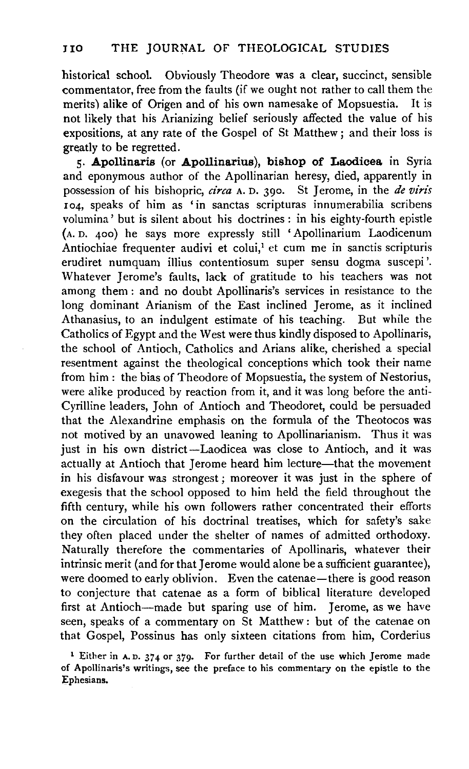historical school. Obviously Theodore was a clear, succinct, sensible commentator, free from the faults (if we ought not rather to call them the merits) alike of Origen and of his own namesake of Mopsuestia. It is not likely that his Arianizing belief seriously affected the value of his expositions, at any rate of the Gospel of St Matthew; and their loss is greatly to be regretted.

5. **Apollinaris** (or **Apollinarius**), **bishop of Laodicea** in Syria and eponymous author of the Apollinarian heresy, died, apparently in possession of his bishopric, *circa* A. D. 390. St Jerome, in the *de viris* 104, speaks of him as 'in sanctas scripturas innumerabilia scribens volumina' but is silent about his doctrines: in his eighty-fourth epistle (A. D. 400) he says more expressly still 'Apollinarium Laodicenum Antiochiae frequenter audivi et colui,[1] et cum me in sanctis scripturis erudiret numquam illius contentiosum super sensu dogma suscepi'. Whatever Jerome's faults, lack of gratitude to his teachers was not among them: and no doubt Apollinaris's services in resistance to the long dominant Arianism of the East inclined Jerome, as it inclined Athanasius, to an indulgent estimate of his teaching. But while the Catholics of Egypt and the West were thus kindly disposed to Apollinaris, the school of Antioch, Catholics and Arians alike, cherished a special resentment against the theological conceptions which took their name from him: the bias of Theodore of Mopsuestia, the system of Nestorius, were alike produced by reaction from it, and it was long before the anti-Cyrilline leaders, John of Antioch and Theodoret, could be persuaded that the Alexandrine emphasis on the formula of the Theotocos was not motived by an unavowed leaning to Apollinarianism. Thus it was just in his own district—Laodicea was close to Antioch, and it was actually at Antioch that Jerome heard him lecture—that the movement in his disfavour was strongest; moreover it was just in the sphere of exegesis that the school opposed to him held the field throughout the fifth century, while his own followers rather concentrated their efforts on the circulation of his doctrinal treatises, which for safety's sake they often placed under the shelter of names of admitted orthodoxy. Naturally therefore the commentaries of Apollinaris, whatever their intrinsic merit (and for that Jerome would alone be a sufficient guarantee), were doomed to early oblivion. Even the catenae—there is good reason to conjecture that catenae as a form of biblical literature developed first at Antioch—made but sparing use of him. Jerome, as we have seen, speaks of a commentary on St Matthew: but of the catenae on that Gospel, Possinus has only sixteen citations from him, Corderius

[1] Either in A. D. 374 or 379. For further detail of the use which Jerome made of Apollinaris's writings, see the preface to his commentary on the epistle to the Ephesians.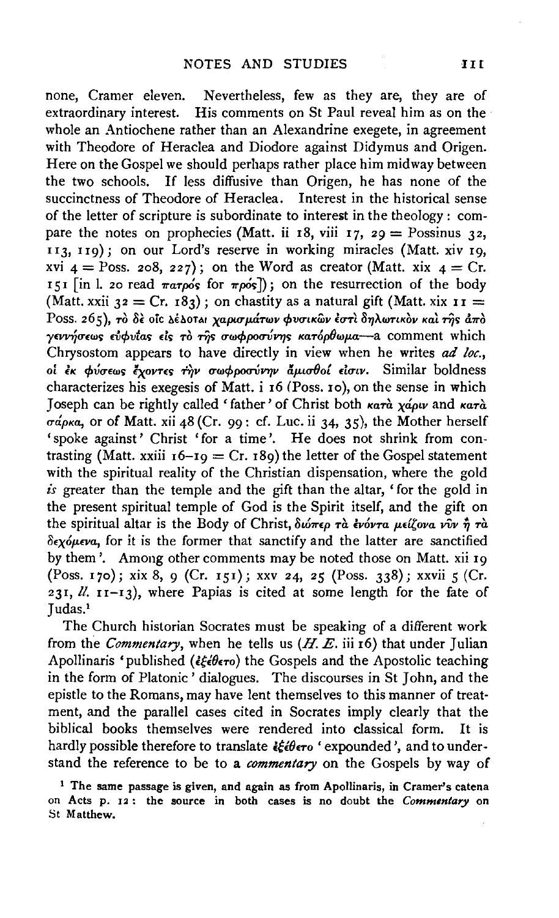none, Cramer eleven. Nevertheless, few as they are, they are of extraordinary interest. His comments on St Paul reveal him as on the whole an Antiochene rather than an Alexandrine exegete, in agreement with Theodore of Heraclea and Diodore against Didymus and Origen. Here on the Gospel we should perhaps rather place him midway between the two schools. If less diffusive than Origen, he has none of the succinctness of Theodore of Heraclea. Interest in the historical sense of the letter of scripture is subordinate to interest in the theology: compare the notes on prophecies (Matt. ii 18, viii 17, 29 = Possinus 32, 113, 119); on our Lord's reserve in working miracles (Matt. xiv 19, xvi 4 = Poss. 208, 227); on the Word as creator (Matt. xix 4 = Cr. 151 [in l. 20 read πατρός for πρός]); on the resurrection of the body (Matt. xxii 32 = Cr. 183); on chastity as a natural gift (Matt. xix 11 = Poss. 265), τὸ δὲ οἷς δέδοται χαρισμάτων φυσικῶν ἐστὶ δηλωτικὸν καὶ τῆς ἀπὸ γεννήσεως εὐφυΐας εἰς τὸ τῆς σωφροσύνης κατόρθωμα—a comment which Chrysostom appears to have directly in view when he writes *ad loc.*, οἱ ἐκ φύσεως ἔχοντες τὴν σωφροσύνην ἄμισθοί εἰσιν. Similar boldness characterizes his exegesis of Matt. i 16 (Poss. 10), on the sense in which Joseph can be rightly called 'father' of Christ both κατὰ χάριν and κατὰ σάρκα, or of Matt. xii 48 (Cr. 99: cf. Luc. ii 34, 35), the Mother herself 'spoke against' Christ 'for a time'. He does not shrink from contrasting (Matt. xxiii 16–19 = Cr. 189) the letter of the Gospel statement with the spiritual reality of the Christian dispensation, where the gold *is* greater than the temple and the gift than the altar, 'for the gold in the present spiritual temple of God is the Spirit itself, and the gift on the spiritual altar is the Body of Christ, διόπερ τὰ ἐνόντα μείζονα νῦν ἢ τὰ δεχόμενα, for it is the former that sanctify and the latter are sanctified by them'. Among other comments may be noted those on Matt. xii 19 (Poss. 170); xix 8, 9 (Cr. 151); xxv 24, 25 (Poss. 338); xxvii 5 (Cr. 231, *ll.* 11–13), where Papias is cited at some length for the fate of Judas.[1]

The Church historian Socrates must be speaking of a different work from the *Commentary*, when he tells us (*H. E.* iii 16) that under Julian Apollinaris 'published (ἐξέθετο) the Gospels and the Apostolic teaching in the form of Platonic' dialogues. The discourses in St John, and the epistle to the Romans, may have lent themselves to this manner of treatment, and the parallel cases cited in Socrates imply clearly that the biblical books themselves were rendered into classical form. It is hardly possible therefore to translate ἐξέθετο 'expounded', and to understand the reference to be to a *commentary* on the Gospels by way of

[1] The same passage is given, and again as from Apollinaris, in Cramer's catena on Acts p. 12: the source in both cases is no doubt the *Commentary* on St Matthew.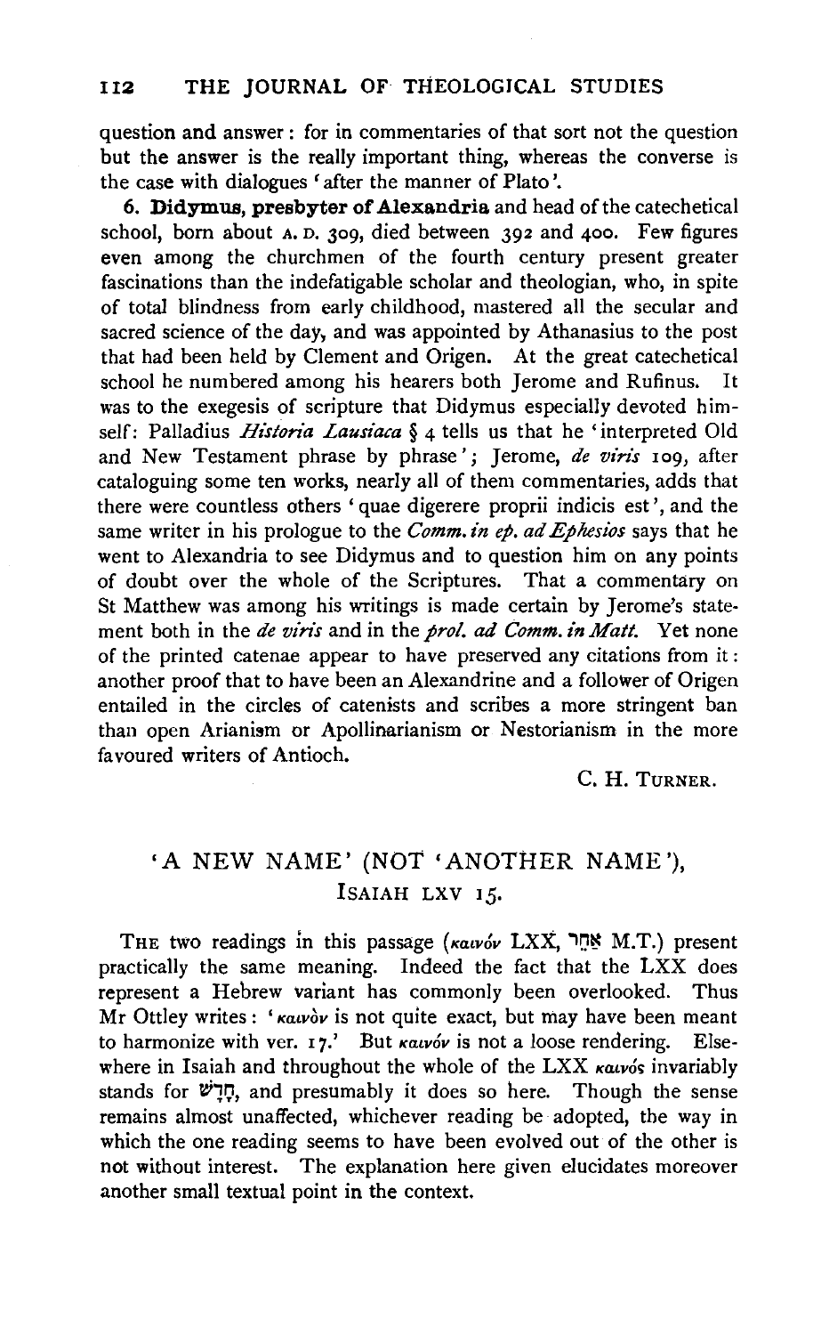question and answer: for in commentaries of that sort not the question but the answer is the really important thing, whereas the converse is the case with dialogues 'after the manner of Plato'.

**6. Didymus, presbyter of Alexandria** and head of the catechetical school, born about A. D. 309, died between 392 and 400. Few figures even among the churchmen of the fourth century present greater fascinations than the indefatigable scholar and theologian, who, in spite of total blindness from early childhood, mastered all the secular and sacred science of the day, and was appointed by Athanasius to the post that had been held by Clement and Origen. At the great catechetical school he numbered among his hearers both Jerome and Rufinus. It was to the exegesis of scripture that Didymus especially devoted himself: Palladius *Historia Lausiaca* § 4 tells us that he 'interpreted Old and New Testament phrase by phrase'; Jerome, *de viris* 109, after cataloguing some ten works, nearly all of them commentaries, adds that there were countless others 'quae digerere proprii indicis est', and the same writer in his prologue to the *Comm. in ep. ad Ephesios* says that he went to Alexandria to see Didymus and to question him on any points of doubt over the whole of the Scriptures. That a commentary on St Matthew was among his writings is made certain by Jerome's statement both in the *de viris* and in the *prol. ad Comm. in Matt.* Yet none of the printed catenae appear to have preserved any citations from it: another proof that to have been an Alexandrine and a follower of Origen entailed in the circles of catenists and scribes a more stringent ban than open Arianism or Apollinarianism or Nestorianism in the more favoured writers of Antioch.

C. H. TURNER.

## 'A NEW NAME' (NOT 'ANOTHER NAME'), ISAIAH LXV 15.

THE two readings in this passage (καινόν LXX, אַחֵר M.T.) present practically the same meaning. Indeed the fact that the LXX does represent a Hebrew variant has commonly been overlooked. Thus Mr Ottley writes: 'καινὸν is not quite exact, but may have been meant to harmonize with ver. 17.' But καινόν is not a loose rendering. Elsewhere in Isaiah and throughout the whole of the LXX καινός invariably stands for חָדָשׁ, and presumably it does so here. Though the sense remains almost unaffected, whichever reading be adopted, the way in which the one reading seems to have been evolved out of the other is not without interest. The explanation here given elucidates moreover another small textual point in the context.